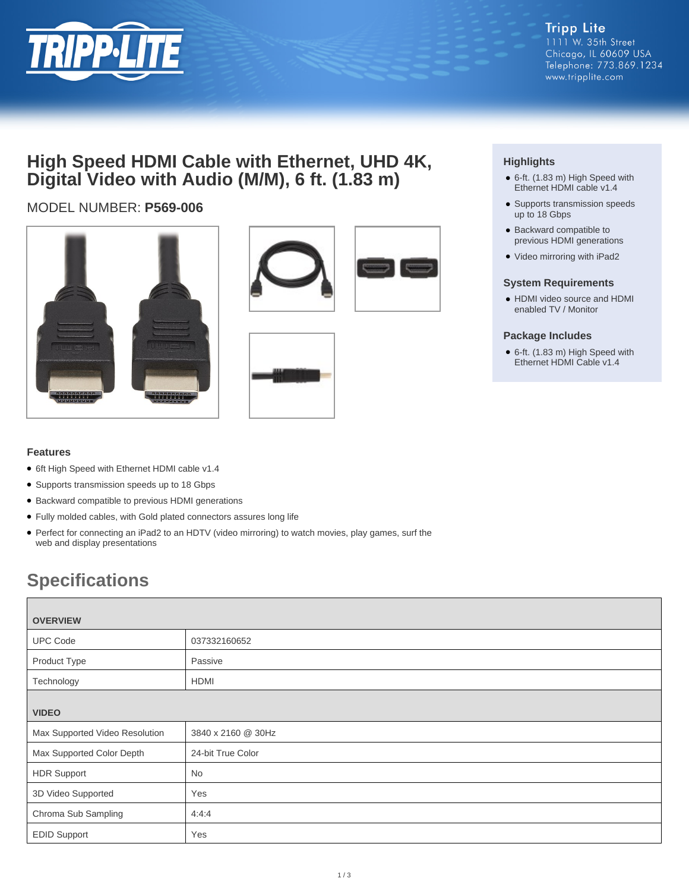Tripp Lite
1111 W. 35th Street
Chicago, IL 60609 USA
Telephone: 773.869.1234
www.tripplite.com

# High Speed HDMI Cable with Ethernet, UHD 4K, Digital Video with Audio (M/M), 6 ft. (1.83 m)

MODEL NUMBER: **P569-006**

### Highlights

- 6-ft. (1.83 m) High Speed with Ethernet HDMI cable v1.4
- Supports transmission speeds up to 18 Gbps
- Backward compatible to previous HDMI generations
- Video mirroring with iPad2

### System Requirements

- HDMI video source and HDMI enabled TV / Monitor

### Package Includes

- 6-ft. (1.83 m) High Speed with Ethernet HDMI Cable v1.4

### Features

- 6ft High Speed with Ethernet HDMI cable v1.4
- Supports transmission speeds up to 18 Gbps
- Backward compatible to previous HDMI generations
- Fully molded cables, with Gold plated connectors assures long life
- Perfect for connecting an iPad2 to an HDTV (video mirroring) to watch movies, play games, surf the web and display presentations

## Specifications

| **OVERVIEW** | |
|---|---|
| UPC Code | 037332160652 |
| Product Type | Passive |
| Technology | HDMI |
| **VIDEO** | |
| Max Supported Video Resolution | 3840 x 2160 @ 30Hz |
| Max Supported Color Depth | 24-bit True Color |
| HDR Support | No |
| 3D Video Supported | Yes |
| Chroma Sub Sampling | 4:4:4 |
| EDID Support | Yes |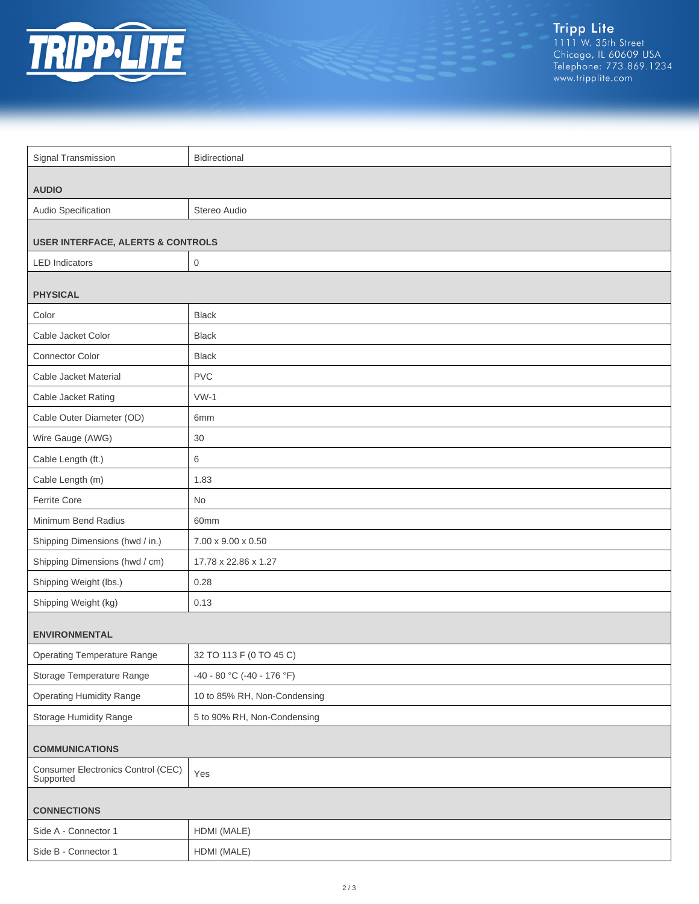| | |
|---|---|
| Signal Transmission | Bidirectional |
| **AUDIO** | |
| Audio Specification | Stereo Audio |
| **USER INTERFACE, ALERTS & CONTROLS** | |
| LED Indicators | 0 |
| **PHYSICAL** | |
| Color | Black |
| Cable Jacket Color | Black |
| Connector Color | Black |
| Cable Jacket Material | PVC |
| Cable Jacket Rating | VW-1 |
| Cable Outer Diameter (OD) | 6mm |
| Wire Gauge (AWG) | 30 |
| Cable Length (ft.) | 6 |
| Cable Length (m) | 1.83 |
| Ferrite Core | No |
| Minimum Bend Radius | 60mm |
| Shipping Dimensions (hwd / in.) | 7.00 x 9.00 x 0.50 |
| Shipping Dimensions (hwd / cm) | 17.78 x 22.86 x 1.27 |
| Shipping Weight (lbs.) | 0.28 |
| Shipping Weight (kg) | 0.13 |
| **ENVIRONMENTAL** | |
| Operating Temperature Range | 32 TO 113 F (0 TO 45 C) |
| Storage Temperature Range | -40 - 80 °C (-40 - 176 °F) |
| Operating Humidity Range | 10 to 85% RH, Non-Condensing |
| Storage Humidity Range | 5 to 90% RH, Non-Condensing |
| **COMMUNICATIONS** | |
| Consumer Electronics Control (CEC) Supported | Yes |
| **CONNECTIONS** | |
| Side A - Connector 1 | HDMI (MALE) |
| Side B - Connector 1 | HDMI (MALE) |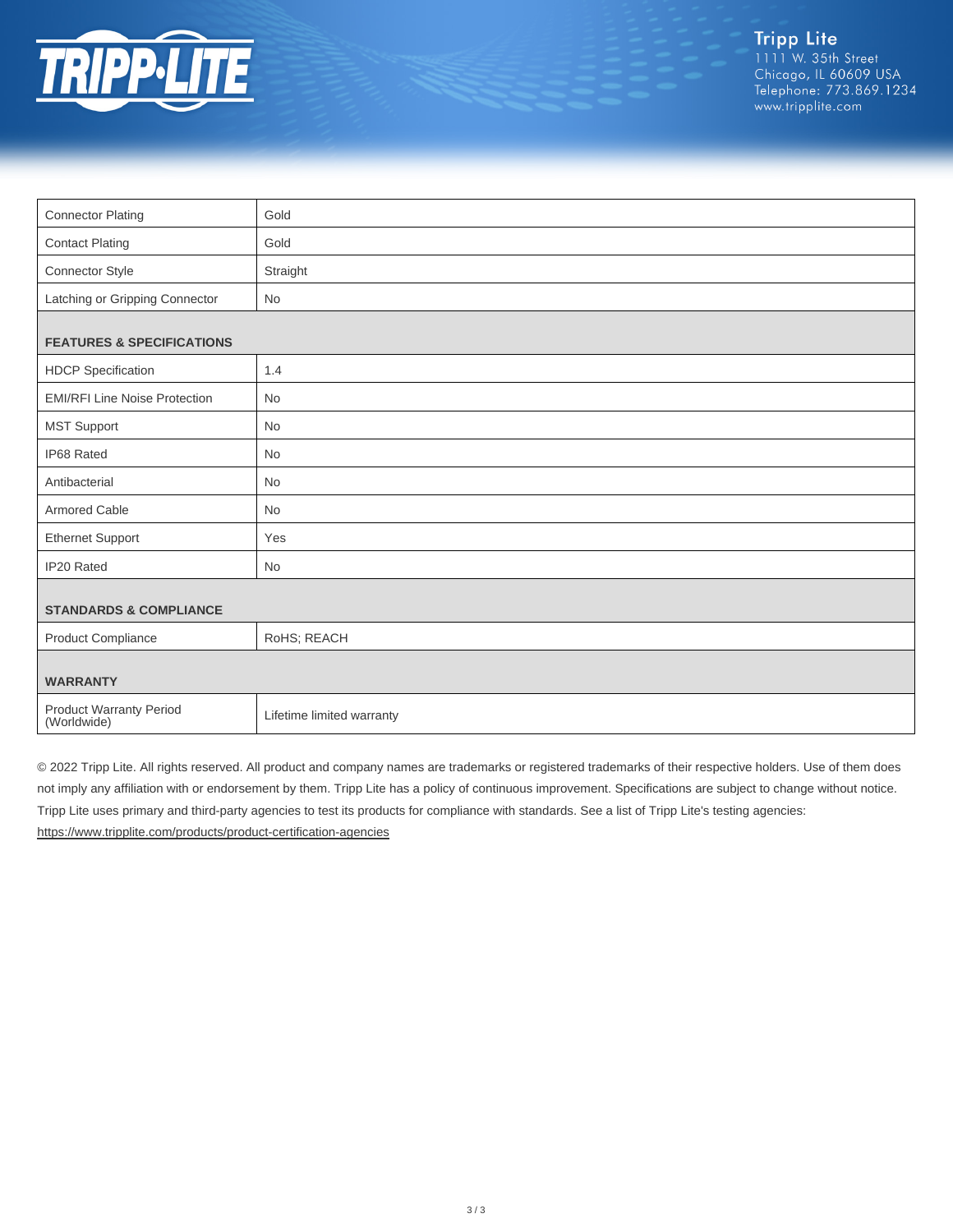| | |
|---|---|
| Connector Plating | Gold |
| Contact Plating | Gold |
| Connector Style | Straight |
| Latching or Gripping Connector | No |
| **FEATURES & SPECIFICATIONS** | |
| HDCP Specification | 1.4 |
| EMI/RFI Line Noise Protection | No |
| MST Support | No |
| IP68 Rated | No |
| Antibacterial | No |
| Armored Cable | No |
| Ethernet Support | Yes |
| IP20 Rated | No |
| **STANDARDS & COMPLIANCE** | |
| Product Compliance | RoHS; REACH |
| **WARRANTY** | |
| Product Warranty Period (Worldwide) | Lifetime limited warranty |

© 2022 Tripp Lite. All rights reserved. All product and company names are trademarks or registered trademarks of their respective holders. Use of them does not imply any affiliation with or endorsement by them. Tripp Lite has a policy of continuous improvement. Specifications are subject to change without notice. Tripp Lite uses primary and third-party agencies to test its products for compliance with standards. See a list of Tripp Lite's testing agencies: https://www.tripplite.com/products/product-certification-agencies